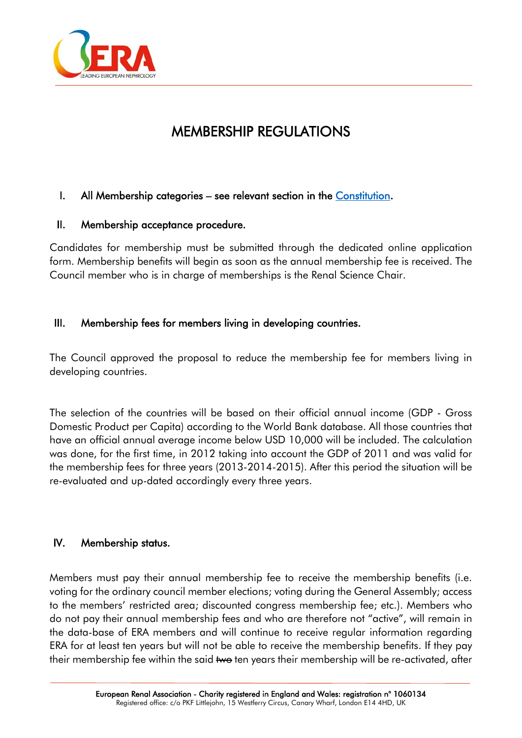# MEMBERSHIP REGULATIONS

## I. All Membership categories – see relevant section in the [Constitution].

## II. Membership acceptance procedure.

Candidates for membership must be submitted through the dedicated online application form. Membership benefits will begin as soon as the annual membership fee is received. The Council member who is in charge of memberships is the Renal Science Chair.

## III. Membership fees for members living in developing countries.

The Council approved the proposal to reduce the membership fee for members living in developing countries.

The selection of the countries will be based on their official annual income (GDP - Gross Domestic Product per Capita) according to the World Bank database. All those countries that have an official annual average income below USD 10,000 will be included. The calculation was done, for the first time, in 2012 taking into account the GDP of 2011 and was valid for the membership fees for three years (2013-2014-2015). After this period the situation will be re-evaluated and up-dated accordingly every three years.

## IV. Membership status.

Members must pay their annual membership fee to receive the membership benefits (i.e. voting for the ordinary council member elections; voting during the General Assembly; access to the members' restricted area; discounted congress membership fee; etc.). Members who do not pay their annual membership fees and who are therefore not "active", will remain in the data-base of ERA members and will continue to receive regular information regarding ERA for at least ten years but will not be able to receive the membership benefits. If they pay their membership fee within the said ~~two~~ ten years their membership will be re-activated, after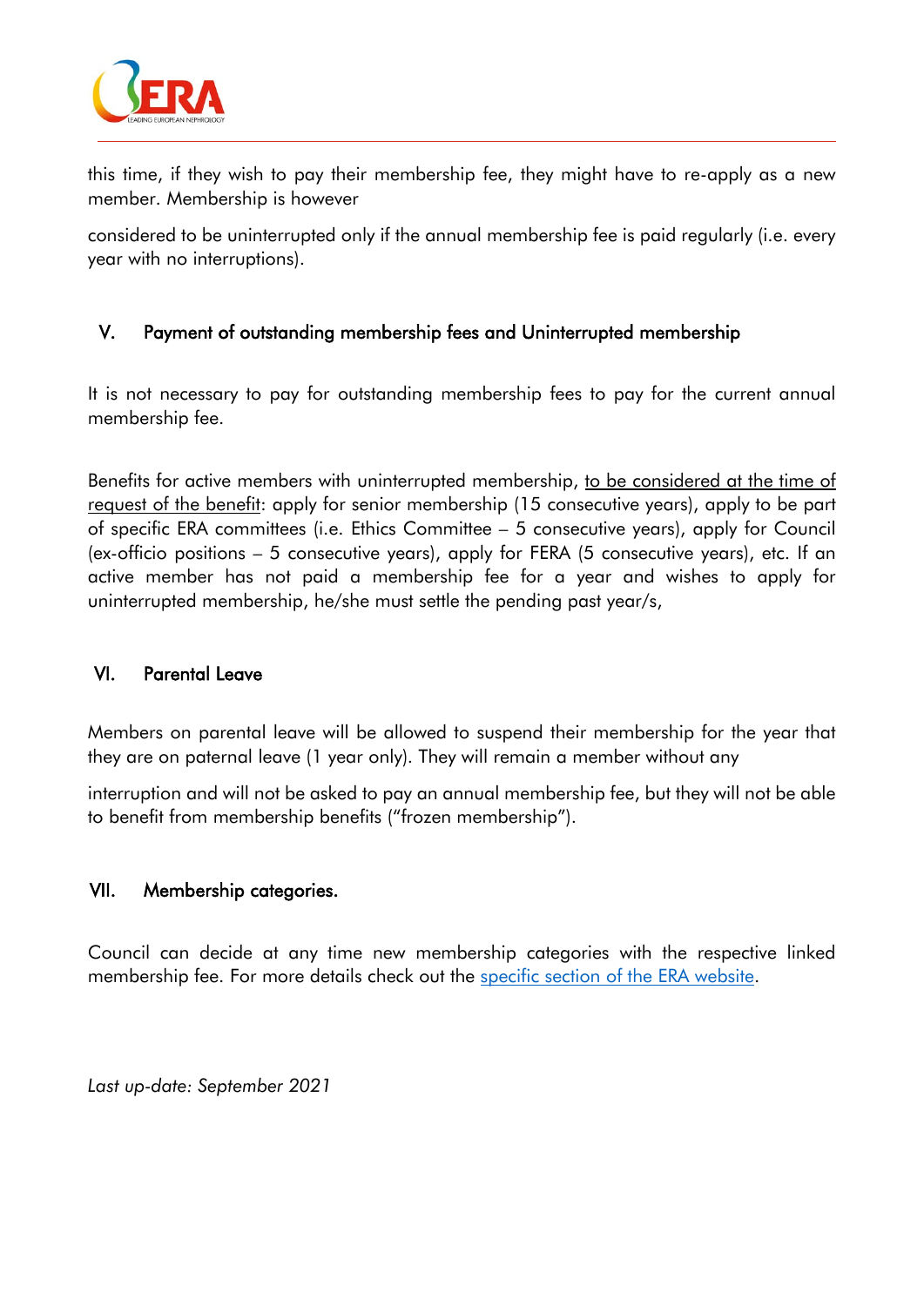this time, if they wish to pay their membership fee, they might have to re-apply as a new member. Membership is however

considered to be uninterrupted only if the annual membership fee is paid regularly (i.e. every year with no interruptions).

## V. Payment of outstanding membership fees and Uninterrupted membership

It is not necessary to pay for outstanding membership fees to pay for the current annual membership fee.

Benefits for active members with uninterrupted membership, to be considered at the time of request of the benefit: apply for senior membership (15 consecutive years), apply to be part of specific ERA committees (i.e. Ethics Committee – 5 consecutive years), apply for Council (ex-officio positions – 5 consecutive years), apply for FERA (5 consecutive years), etc. If an active member has not paid a membership fee for a year and wishes to apply for uninterrupted membership, he/she must settle the pending past year/s,

## VI. Parental Leave

Members on parental leave will be allowed to suspend their membership for the year that they are on paternal leave (1 year only). They will remain a member without any

interruption and will not be asked to pay an annual membership fee, but they will not be able to benefit from membership benefits ("frozen membership").

## VII. Membership categories.

Council can decide at any time new membership categories with the respective linked membership fee. For more details check out the specific section of the ERA website.

*Last up-date: September 2021*